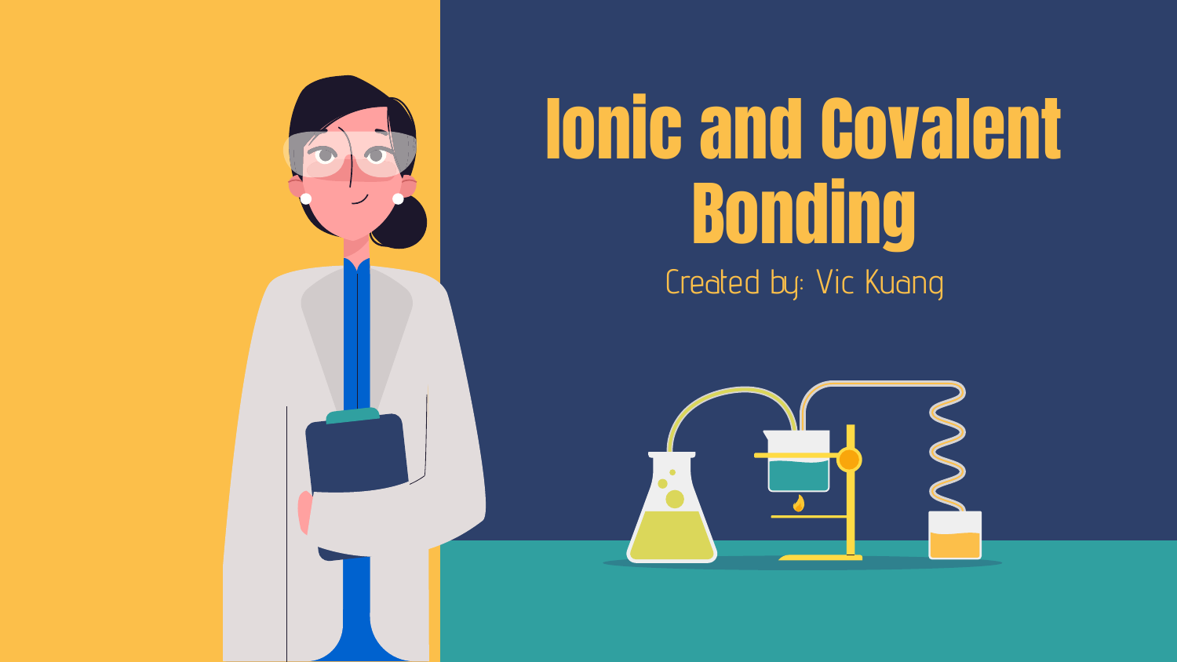# Ionic and Covalent Bonding

Created by: Vic Kuang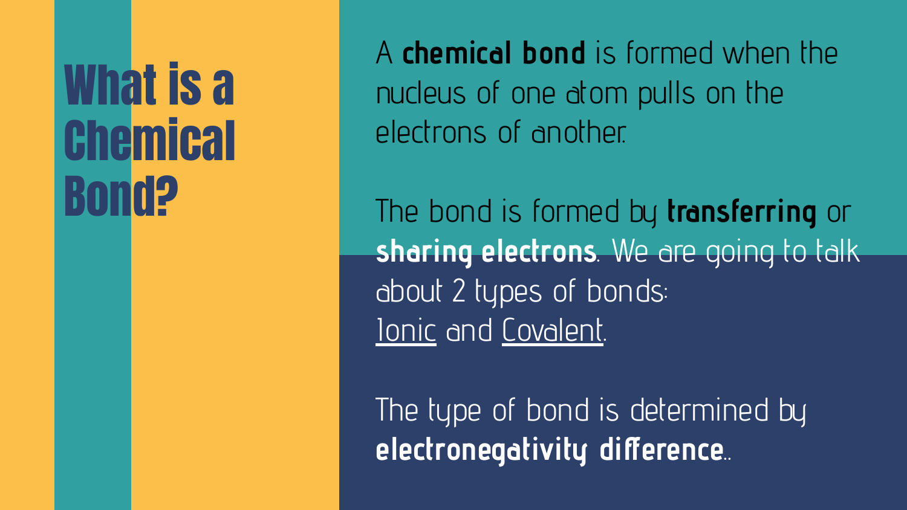# What is a Chemical Bond?

A **chemical bond** is formed when the nucleus of one atom pulls on the electrons of another.

The bond is formed by **transferring** or **sharing electrons**. We are going to talk about 2 types of bonds:
Ionic and Covalent.

The type of bond is determined by **electronegativity difference**..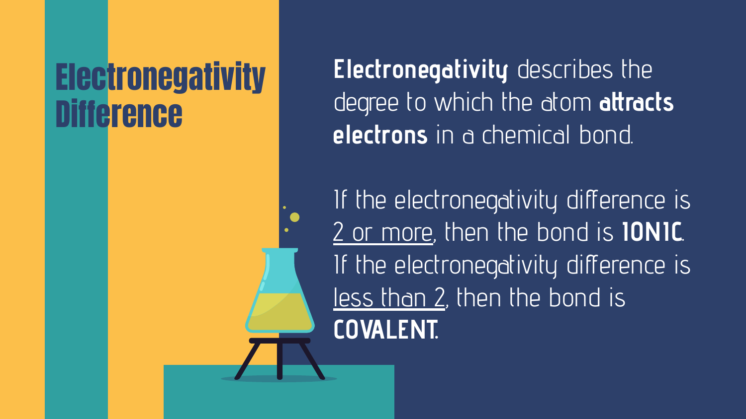# Electronegativity Difference

**Electronegativity** describes the degree to which the atom **attracts electrons** in a chemical bond.

If the electronegativity difference is 2 or more, then the bond is **IONIC**.
If the electronegativity difference is less than 2, then the bond is **COVALENT**.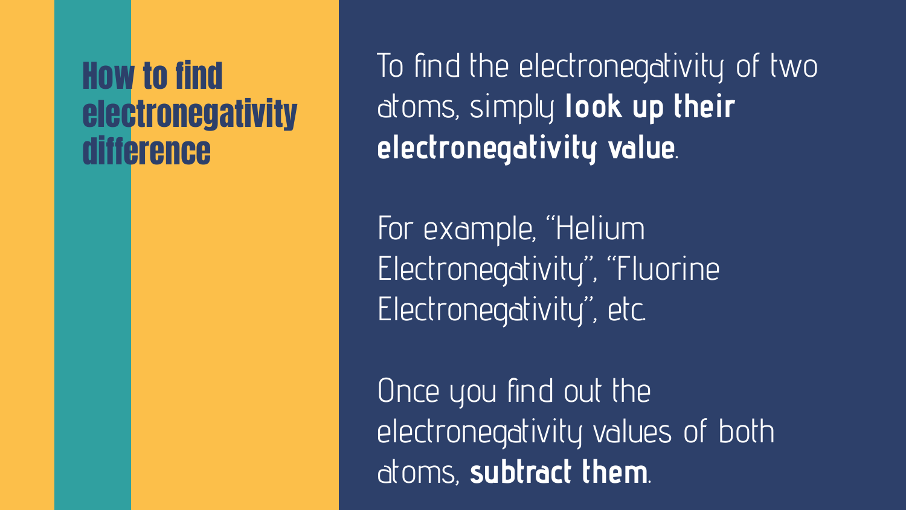# How to find electronegativity difference

To find the electronegativity of two atoms, simply **look up their electronegativity value**.

For example, "Helium Electronegativity", "Fluorine Electronegativity", etc.

Once you find out the electronegativity values of both atoms, **subtract them**.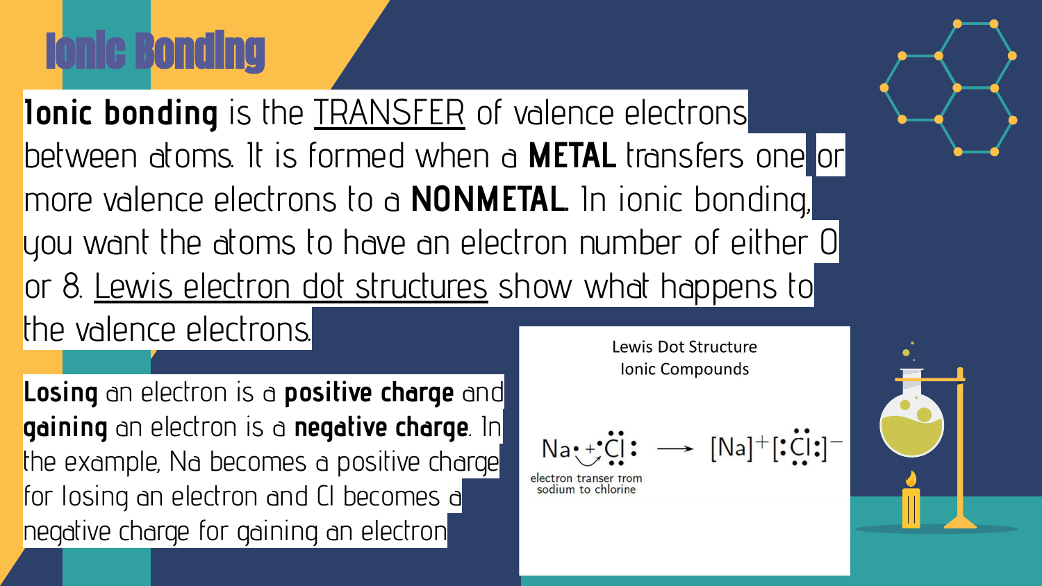# Ionic Bonding

**Ionic bonding** is the TRANSFER of valence electrons between atoms. It is formed when a **METAL** transfers one or more valence electrons to a **NONMETAL**. In ionic bonding, you want the atoms to have an electron number of either 0 or 8. Lewis electron dot structures show what happens to the valence electrons.

**Losing** an electron is a **positive charge** and **gaining** an electron is a **negative charge**. In the example, Na becomes a positive charge for losing an electron and Cl becomes a negative charge for gaining an electron

Lewis Dot Structure
Ionic Compounds

$Na\cdot + \cdot\ddot{\underset{\cdot\cdot}{Cl}}: \longrightarrow [Na]^{+}[:\ddot{\underset{\cdot\cdot}{Cl}}:]^{-}$

electron transer from sodium to chlorine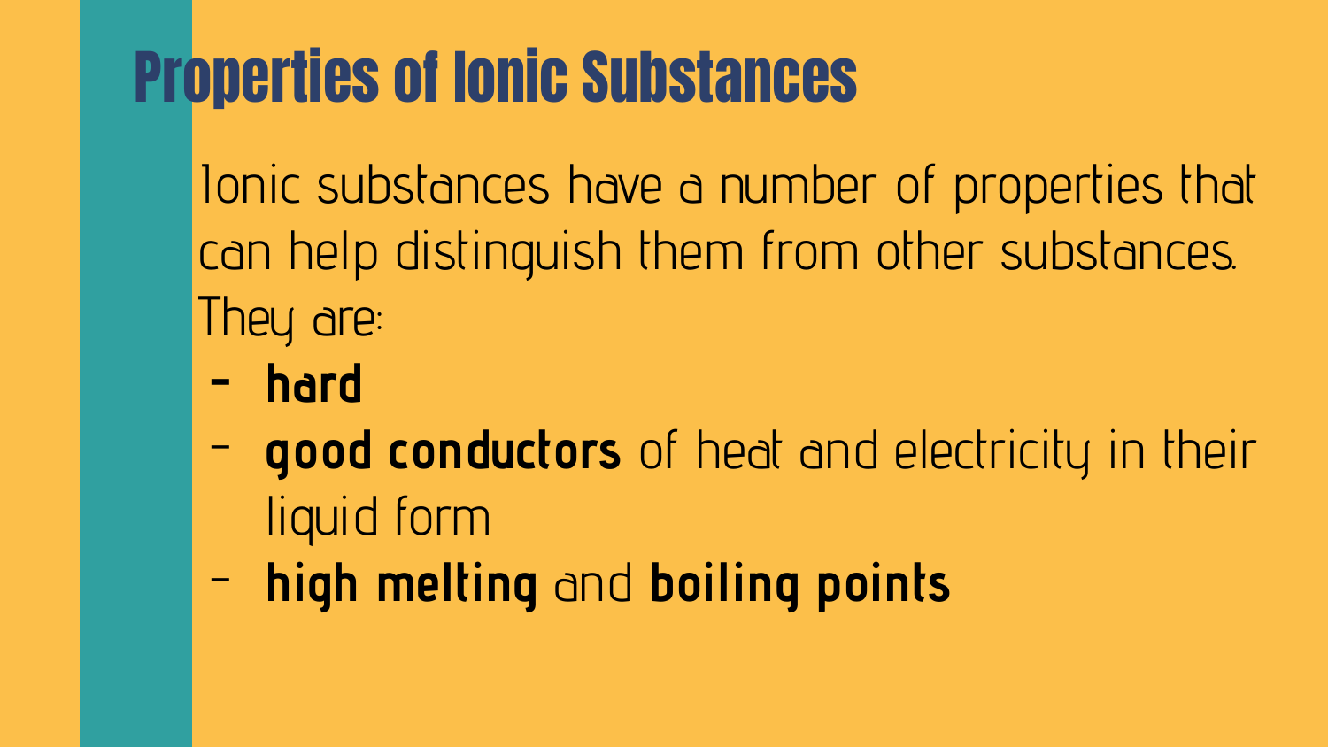# Properties of Ionic Substances

Ionic substances have a number of properties that can help distinguish them from other substances. They are:

- **hard**
- **good conductors** of heat and electricity in their liquid form
- **high melting** and **boiling points**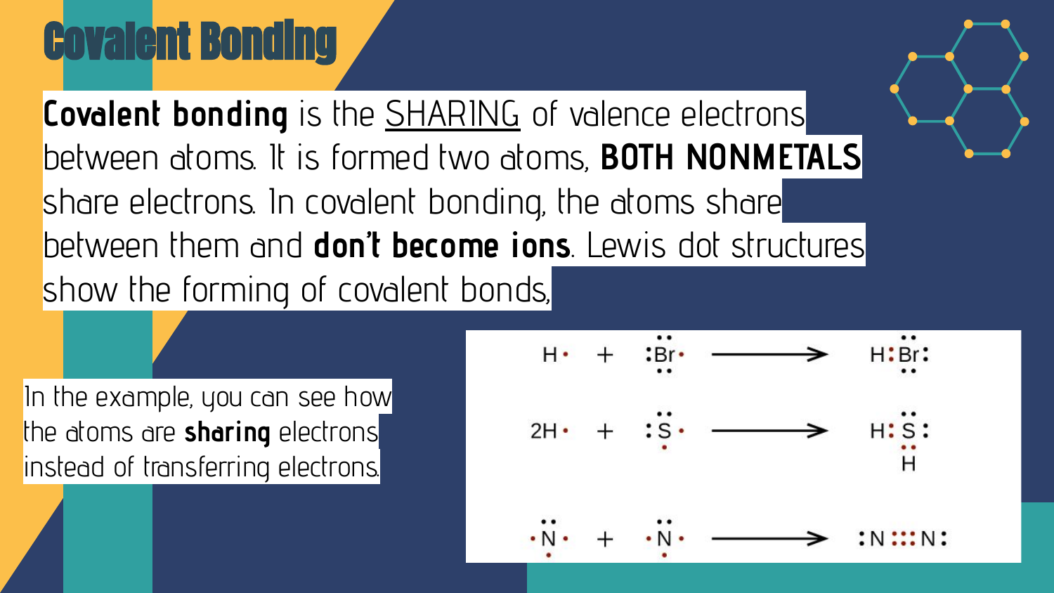# Covalent Bonding

**Covalent bonding** is the SHARING of valence electrons between atoms. It is formed two atoms, **BOTH NONMETALS** share electrons. In covalent bonding, the atoms share between them and **don't become ions**. Lewis dot structures show the forming of covalent bonds.

In the example, you can see how the atoms are **sharing** electrons instead of transferring electrons.

H· + :Br· → H:Br:

2H· + :S· → H:S: with H

·N· + ·N· → :N:::N: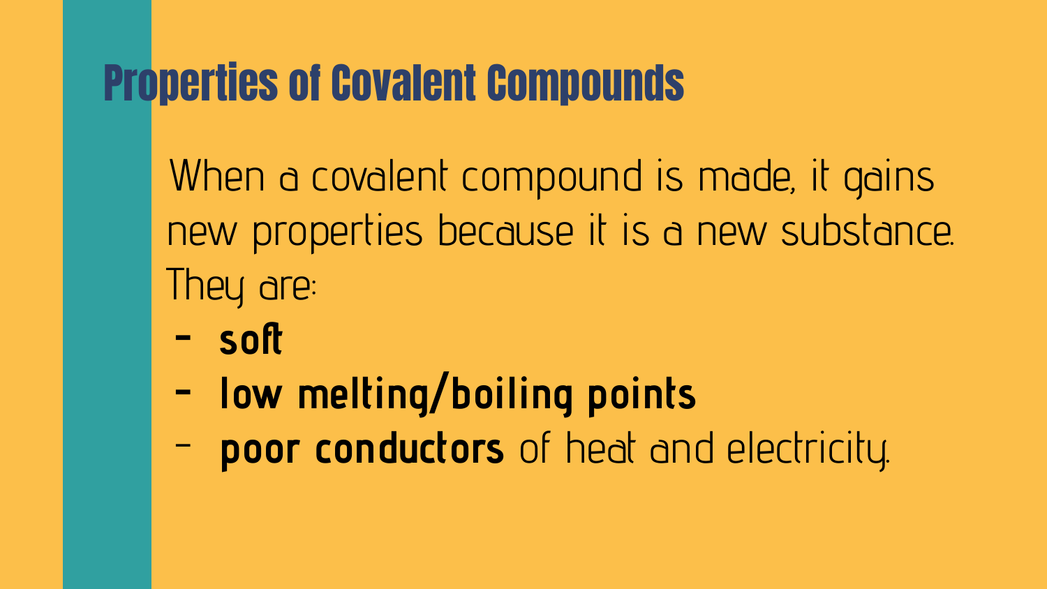# Properties of Covalent Compounds

When a covalent compound is made, it gains new properties because it is a new substance. They are:

- **soft**
- **low melting/boiling points**
- **poor conductors** of heat and electricity.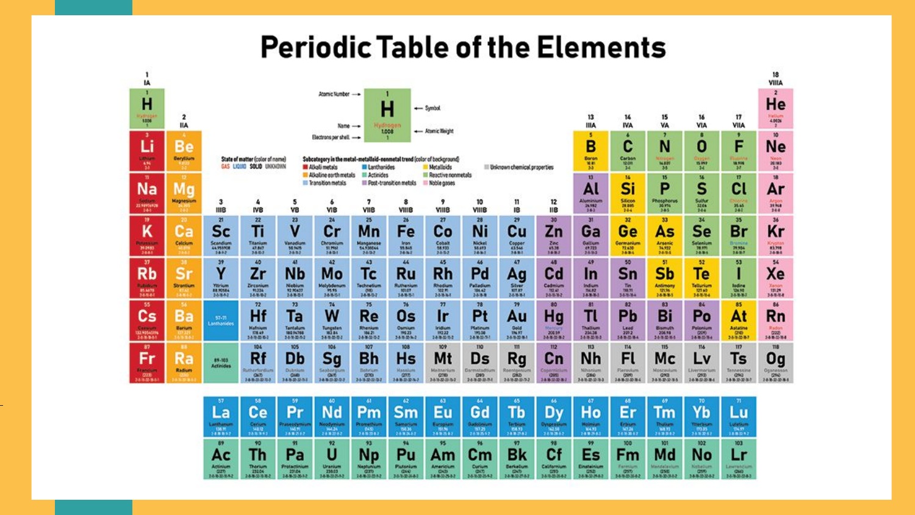# Periodic Table of the Elements

Atomic Number → 1; Symbol → H; Name → Hydrogen; Atomic Weight → 1.008; Electrons per shell → 1

**State of matter (color of name):** GAS LIQUID SOLID UNKNOWN

**Subcategory in the metal-metalloid-nonmetal trend (color of background):**
- Alkali metals
- Alkaline earth metals
- Transition metals
- Lanthanides
- Actinides
- Post-transition metals
- Metalloids
- Reactive nonmetals
- Noble gases
- Unknown chemical properties

| 1 IA | 2 IIA | 3 IIIB | 4 IVB | 5 VB | 6 VIB | 7 VIIB | 8 VIIIB | 9 VIIIB | 10 VIIIB | 11 IB | 12 IIB | 13 IIIA | 14 IVA | 15 VA | 16 VIA | 17 VIIA | 18 VIIIA |
|---|---|---|---|---|---|---|---|---|---|---|---|---|---|---|---|---|---|
| 1 H | | | | | | | | | | | | | | | | | 2 He |
| 3 Li | 4 Be | | | | | | | | | | | 5 B | 6 C | 7 N | 8 O | 9 F | 10 Ne |
| 11 Na | 12 Mg | | | | | | | | | | | 13 Al | 14 Si | 15 P | 16 S | 17 Cl | 18 Ar |
| 19 K | 20 Ca | 21 Sc | 22 Ti | 23 V | 24 Cr | 25 Mn | 26 Fe | 27 Co | 28 Ni | 29 Cu | 30 Zn | 31 Ga | 32 Ge | 33 As | 34 Se | 35 Br | 36 Kr |
| 37 Rb | 38 Sr | 39 Y | 40 Zr | 41 Nb | 42 Mo | 43 Tc | 44 Ru | 45 Rh | 46 Pd | 47 Ag | 48 Cd | 49 In | 50 Sn | 51 Sb | 52 Te | 53 I | 54 Xe |
| 55 Cs | 56 Ba | 57-71 Lanthanides | 72 Hf | 73 Ta | 74 W | 75 Re | 76 Os | 77 Ir | 78 Pt | 79 Au | 80 Hg | 81 Tl | 82 Pb | 83 Bi | 84 Po | 85 At | 86 Rn |
| 87 Fr | 88 Ra | 89-103 Actinides | 104 Rf | 105 Db | 106 Sg | 107 Bh | 108 Hs | 109 Mt | 110 Ds | 111 Rg | 112 Cn | 113 Nh | 114 Fl | 115 Mc | 116 Lv | 117 Ts | 118 Og |

| | | | | | | | | | | | | | | |
|---|---|---|---|---|---|---|---|---|---|---|---|---|---|---|
| 57 La | 58 Ce | 59 Pr | 60 Nd | 61 Pm | 62 Sm | 63 Eu | 64 Gd | 65 Tb | 66 Dy | 67 Ho | 68 Er | 69 Tm | 70 Yb | 71 Lu |
| 89 Ac | 90 Th | 91 Pa | 92 U | 93 Np | 94 Pu | 95 Am | 96 Cm | 97 Bk | 98 Cf | 99 Es | 100 Fm | 101 Md | 102 No | 103 Lr |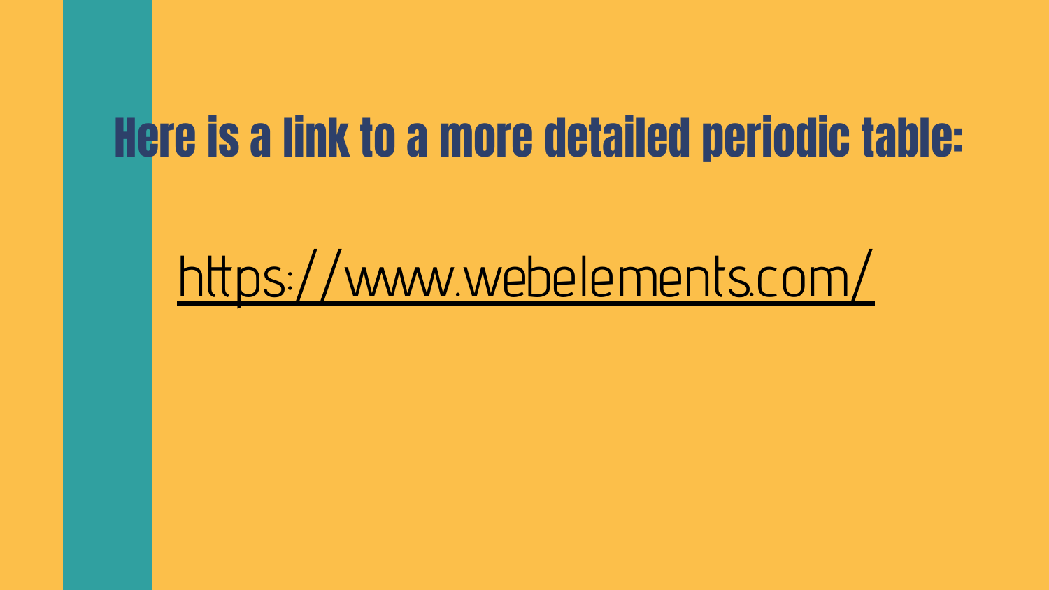# Here is a link to a more detailed periodic table:

[https://www.webelements.com/](https://www.webelements.com/)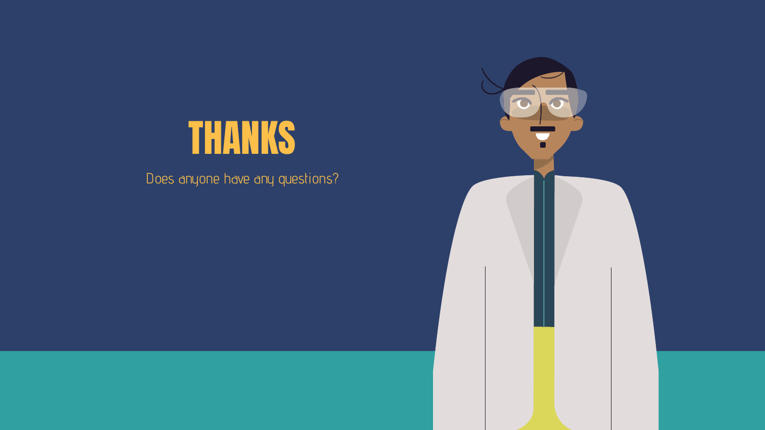# THANKS

Does anyone have any questions?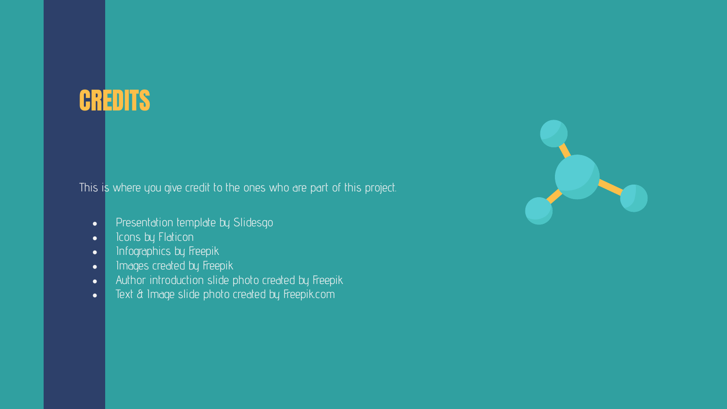# CREDITS

This is where you give credit to the ones who are part of this project.

- Presentation template by Slidesgo
- Icons by Flaticon
- Infographics by Freepik
- Images created by Freepik
- Author introduction slide photo created by Freepik
- Text & Image slide photo created by Freepik.com